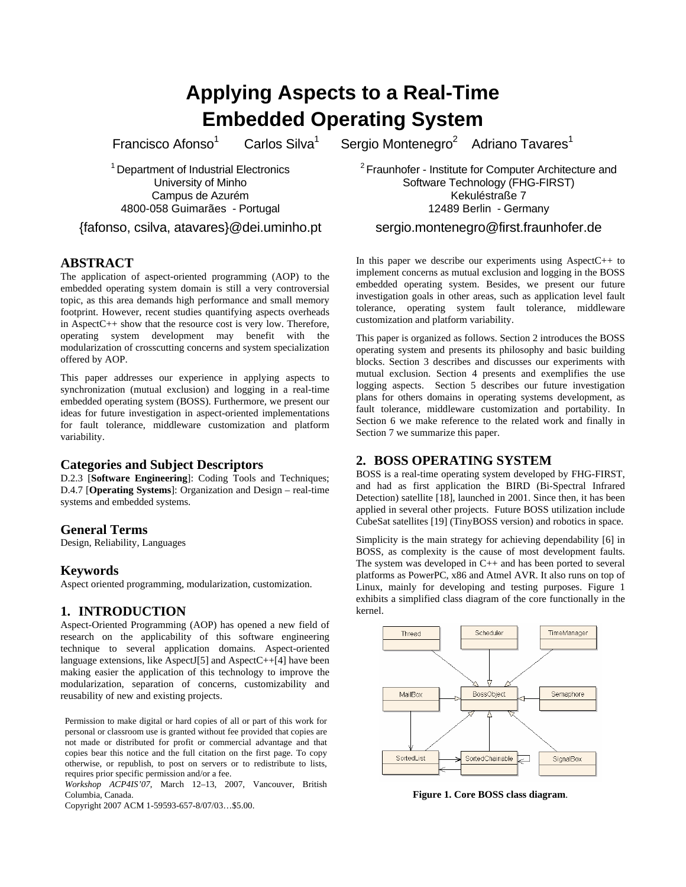# Applying Aspects to a Real-Time Embedded Operating System

Francisco Afonso[1] Carlos Silva[1] Sergio Montenegro[2] Adriano Tavares[1]

[1] Department of Industrial Electronics
University of Minho
Campus de Azurém
4800-058 Guimarães - Portugal

{fafonso, csilva, atavares}@dei.uminho.pt

[2] Fraunhofer - Institute for Computer Architecture and Software Technology (FHG-FIRST)
Kekuléstraße 7
12489 Berlin - Germany

sergio.montenegro@first.fraunhofer.de

## ABSTRACT

The application of aspect-oriented programming (AOP) to the embedded operating system domain is still a very controversial topic, as this area demands high performance and small memory footprint. However, recent studies quantifying aspects overheads in AspectC++ show that the resource cost is very low. Therefore, operating system development may benefit with the modularization of crosscutting concerns and system specialization offered by AOP.

This paper addresses our experience in applying aspects to synchronization (mutual exclusion) and logging in a real-time embedded operating system (BOSS). Furthermore, we present our ideas for future investigation in aspect-oriented implementations for fault tolerance, middleware customization and platform variability.

### Categories and Subject Descriptors

D.2.3 [**Software Engineering**]: Coding Tools and Techniques; D.4.7 [**Operating Systems**]: Organization and Design – real-time systems and embedded systems.

### General Terms

Design, Reliability, Languages

### Keywords

Aspect oriented programming, modularization, customization.

## 1. INTRODUCTION

Aspect-Oriented Programming (AOP) has opened a new field of research on the applicability of this software engineering technique to several application domains. Aspect-oriented language extensions, like AspectJ[5] and AspectC++[4] have been making easier the application of this technology to improve the modularization, separation of concerns, customizability and reusability of new and existing projects.

In this paper we describe our experiments using AspectC++ to implement concerns as mutual exclusion and logging in the BOSS embedded operating system. Besides, we present our future investigation goals in other areas, such as application level fault tolerance, operating system fault tolerance, middleware customization and platform variability.

This paper is organized as follows. Section 2 introduces the BOSS operating system and presents its philosophy and basic building blocks. Section 3 describes and discusses our experiments with mutual exclusion. Section 4 presents and exemplifies the use logging aspects. Section 5 describes our future investigation plans for others domains in operating systems development, as fault tolerance, middleware customization and portability. In Section 6 we make reference to the related work and finally in Section 7 we summarize this paper.

## 2. BOSS OPERATING SYSTEM

BOSS is a real-time operating system developed by FHG-FIRST, and had as first application the BIRD (Bi-Spectral Infrared Detection) satellite [18], launched in 2001. Since then, it has been applied in several other projects. Future BOSS utilization include CubeSat satellites [19] (TinyBOSS version) and robotics in space.

Simplicity is the main strategy for achieving dependability [6] in BOSS, as complexity is the cause of most development faults. The system was developed in C++ and has been ported to several platforms as PowerPC, x86 and Atmel AVR. It also runs on top of Linux, mainly for developing and testing purposes. Figure 1 exhibits a simplified class diagram of the core functionally in the kernel.

**Figure 1. Core BOSS class diagram**.

Permission to make digital or hard copies of all or part of this work for personal or classroom use is granted without fee provided that copies are not made or distributed for profit or commercial advantage and that copies bear this notice and the full citation on the first page. To copy otherwise, or republish, to post on servers or to redistribute to lists, requires prior specific permission and/or a fee.
*Workshop ACP4IS'07,* March 12–13, 2007, Vancouver, British Columbia, Canada.
Copyright 2007 ACM 1-59593-657-8/07/03…$5.00.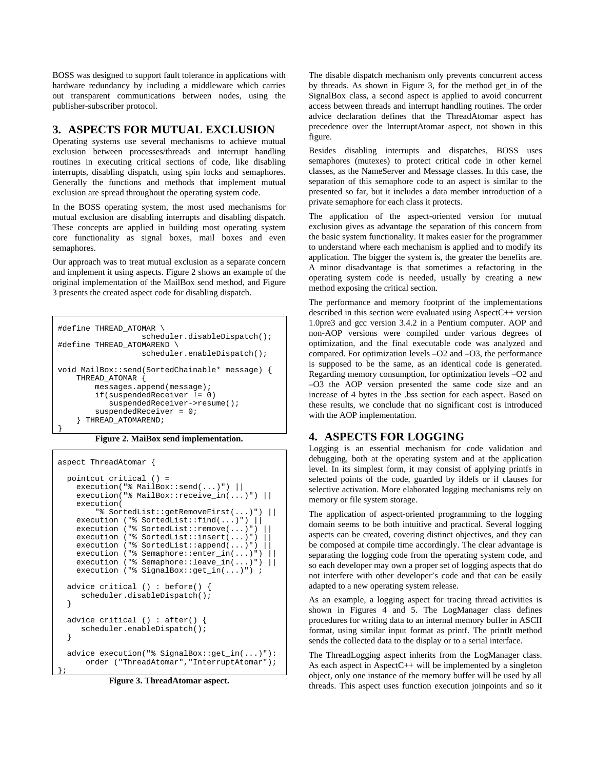BOSS was designed to support fault tolerance in applications with hardware redundancy by including a middleware which carries out transparent communications between nodes, using the publisher-subscriber protocol.

## 3. ASPECTS FOR MUTUAL EXCLUSION

Operating systems use several mechanisms to achieve mutual exclusion between processes/threads and interrupt handling routines in executing critical sections of code, like disabling interrupts, disabling dispatch, using spin locks and semaphores. Generally the functions and methods that implement mutual exclusion are spread throughout the operating system code.

In the BOSS operating system, the most used mechanisms for mutual exclusion are disabling interrupts and disabling dispatch. These concepts are applied in building most operating system core functionality as signal boxes, mail boxes and even semaphores.

Our approach was to treat mutual exclusion as a separate concern and implement it using aspects. Figure 2 shows an example of the original implementation of the MailBox send method, and Figure 3 presents the created aspect code for disabling dispatch.

```
#define THREAD_ATOMAR \
                  scheduler.disableDispatch();
#define THREAD_ATOMAREND \
                  scheduler.enableDispatch();

void MailBox::send(SortedChainable* message) {
    THREAD_ATOMAR {
        messages.append(message);
        if(suspendedReceiver != 0)
           suspendedReceiver->resume();
        suspendedReceiver = 0;
    } THREAD_ATOMAREND;
}
```

**Figure 2. MaiBox send implementation.**

```
aspect ThreadAtomar {

  pointcut critical () =
    execution("% MailBox::send(...)") ||
    execution("% MailBox::receive_in(...)") ||
    execution(
        "% SortedList::getRemoveFirst(...)") ||
    execution ("% SortedList::find(...)") ||
    execution ("% SortedList::remove(...)") ||
    execution ("% SortedList::insert(...)") ||
    execution ("% SortedList::append(...)") ||
    execution ("% Semaphore::enter_in(...)") ||
    execution ("% Semaphore::leave_in(...)") ||
    execution ("% SignalBox::get_in(...)") ;

  advice critical () : before() {
     scheduler.disableDispatch();
  }

  advice critical () : after() {
     scheduler.enableDispatch();
  }

  advice execution("% SignalBox::get_in(...)"):
       order ("ThreadAtomar","InterruptAtomar");
};
```

**Figure 3. ThreadAtomar aspect.**

The disable dispatch mechanism only prevents concurrent access by threads. As shown in Figure 3, for the method get_in of the SignalBox class, a second aspect is applied to avoid concurrent access between threads and interrupt handling routines. The order advice declaration defines that the ThreadAtomar aspect has precedence over the InterruptAtomar aspect, not shown in this figure.

Besides disabling interrupts and dispatches, BOSS uses semaphores (mutexes) to protect critical code in other kernel classes, as the NameServer and Message classes. In this case, the separation of this semaphore code to an aspect is similar to the presented so far, but it includes a data member introduction of a private semaphore for each class it protects.

The application of the aspect-oriented version for mutual exclusion gives as advantage the separation of this concern from the basic system functionality. It makes easier for the programmer to understand where each mechanism is applied and to modify its application. The bigger the system is, the greater the benefits are. A minor disadvantage is that sometimes a refactoring in the operating system code is needed, usually by creating a new method exposing the critical section.

The performance and memory footprint of the implementations described in this section were evaluated using AspectC++ version 1.0pre3 and gcc version 3.4.2 in a Pentium computer. AOP and non-AOP versions were compiled under various degrees of optimization, and the final executable code was analyzed and compared. For optimization levels –O2 and –O3, the performance is supposed to be the same, as an identical code is generated. Regarding memory consumption, for optimization levels –O2 and –O3 the AOP version presented the same code size and an increase of 4 bytes in the .bss section for each aspect. Based on these results, we conclude that no significant cost is introduced with the AOP implementation.

## 4. ASPECTS FOR LOGGING

Logging is an essential mechanism for code validation and debugging, both at the operating system and at the application level. In its simplest form, it may consist of applying printfs in selected points of the code, guarded by ifdefs or if clauses for selective activation. More elaborated logging mechanisms rely on memory or file system storage.

The application of aspect-oriented programming to the logging domain seems to be both intuitive and practical. Several logging aspects can be created, covering distinct objectives, and they can be composed at compile time accordingly. The clear advantage is separating the logging code from the operating system code, and so each developer may own a proper set of logging aspects that do not interfere with other developer's code and that can be easily adapted to a new operating system release.

As an example, a logging aspect for tracing thread activities is shown in Figures 4 and 5. The LogManager class defines procedures for writing data to an internal memory buffer in ASCII format, using similar input format as printf. The printIt method sends the collected data to the display or to a serial interface.

The ThreadLogging aspect inherits from the LogManager class. As each aspect in AspectC++ will be implemented by a singleton object, only one instance of the memory buffer will be used by all threads. This aspect uses function execution joinpoints and so it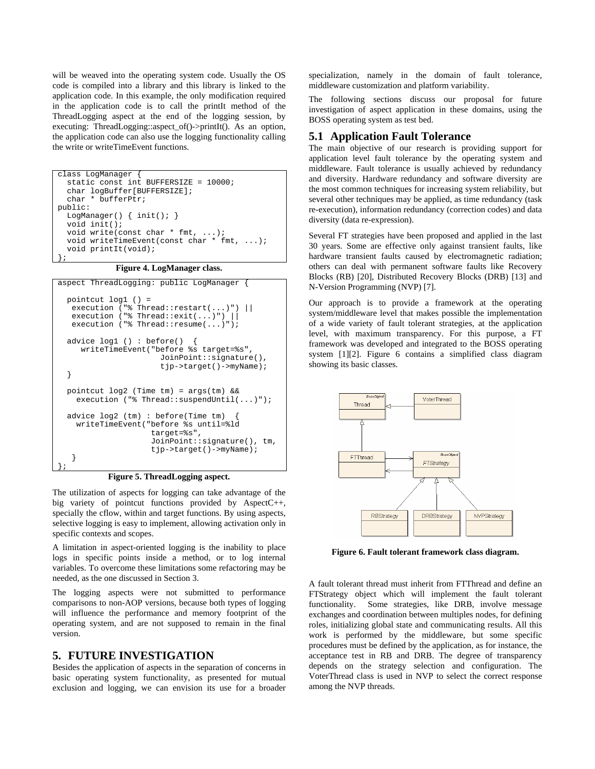will be weaved into the operating system code. Usually the OS code is compiled into a library and this library is linked to the application code. In this example, the only modification required in the application code is to call the printIt method of the ThreadLogging aspect at the end of the logging session, by executing: ThreadLogging::aspect_of()->printIt(). As an option, the application code can also use the logging functionality calling the write or writeTimeEvent functions.

```
class LogManager {
  static const int BUFFERSIZE = 10000;
  char logBuffer[BUFFERSIZE];
  char * bufferPtr;
public:
  LogManager() { init(); }
  void init();
  void write(const char * fmt, ...);
  void writeTimeEvent(const char * fmt, ...);
  void printIt(void);
};
```

**Figure 4. LogManager class.**

```
aspect ThreadLogging: public LogManager {

  pointcut log1 () =
   execution ("% Thread::restart(...)") ||
   execution ("% Thread::exit(...)") ||
   execution ("% Thread::resume(...)");

  advice log1 () : before()  {
     writeTimeEvent("before %s target=%s",
                    JoinPoint::signature(),
                    tjp->target()->myName);
  }

  pointcut log2 (Time tm) = args(tm) &&
    execution ("% Thread::suspendUntil(...)");

  advice log2 (tm) : before(Time tm)  {
    writeTimeEvent("before %s until=%ld
                   target=%s",
                   JoinPoint::signature(), tm,
                   tjp->target()->myName);
   }
};
```

**Figure 5. ThreadLogging aspect.**

The utilization of aspects for logging can take advantage of the big variety of pointcut functions provided by AspectC++, specially the cflow, within and target functions. By using aspects, selective logging is easy to implement, allowing activation only in specific contexts and scopes.

A limitation in aspect-oriented logging is the inability to place logs in specific points inside a method, or to log internal variables. To overcome these limitations some refactoring may be needed, as the one discussed in Section 3.

The logging aspects were not submitted to performance comparisons to non-AOP versions, because both types of logging will influence the performance and memory footprint of the operating system, and are not supposed to remain in the final version.

# 5. FUTURE INVESTIGATION

Besides the application of aspects in the separation of concerns in basic operating system functionality, as presented for mutual exclusion and logging, we can envision its use for a broader specialization, namely in the domain of fault tolerance, middleware customization and platform variability.

The following sections discuss our proposal for future investigation of aspect application in these domains, using the BOSS operating system as test bed.

## 5.1 Application Fault Tolerance

The main objective of our research is providing support for application level fault tolerance by the operating system and middleware. Fault tolerance is usually achieved by redundancy and diversity. Hardware redundancy and software diversity are the most common techniques for increasing system reliability, but several other techniques may be applied, as time redundancy (task re-execution), information redundancy (correction codes) and data diversity (data re-expression).

Several FT strategies have been proposed and applied in the last 30 years. Some are effective only against transient faults, like hardware transient faults caused by electromagnetic radiation; others can deal with permanent software faults like Recovery Blocks (RB) [20], Distributed Recovery Blocks (DRB) [13] and N-Version Programming (NVP) [7].

Our approach is to provide a framework at the operating system/middleware level that makes possible the implementation of a wide variety of fault tolerant strategies, at the application level, with maximum transparency. For this purpose, a FT framework was developed and integrated to the BOSS operating system [1][2]. Figure 6 contains a simplified class diagram showing its basic classes.

**Figure 6. Fault tolerant framework class diagram.**

A fault tolerant thread must inherit from FTThread and define an FTStrategy object which will implement the fault tolerant functionality. Some strategies, like DRB, involve message exchanges and coordination between multiples nodes, for defining roles, initializing global state and communicating results. All this work is performed by the middleware, but some specific procedures must be defined by the application, as for instance, the acceptance test in RB and DRB. The degree of transparency depends on the strategy selection and configuration. The VoterThread class is used in NVP to select the correct response among the NVP threads.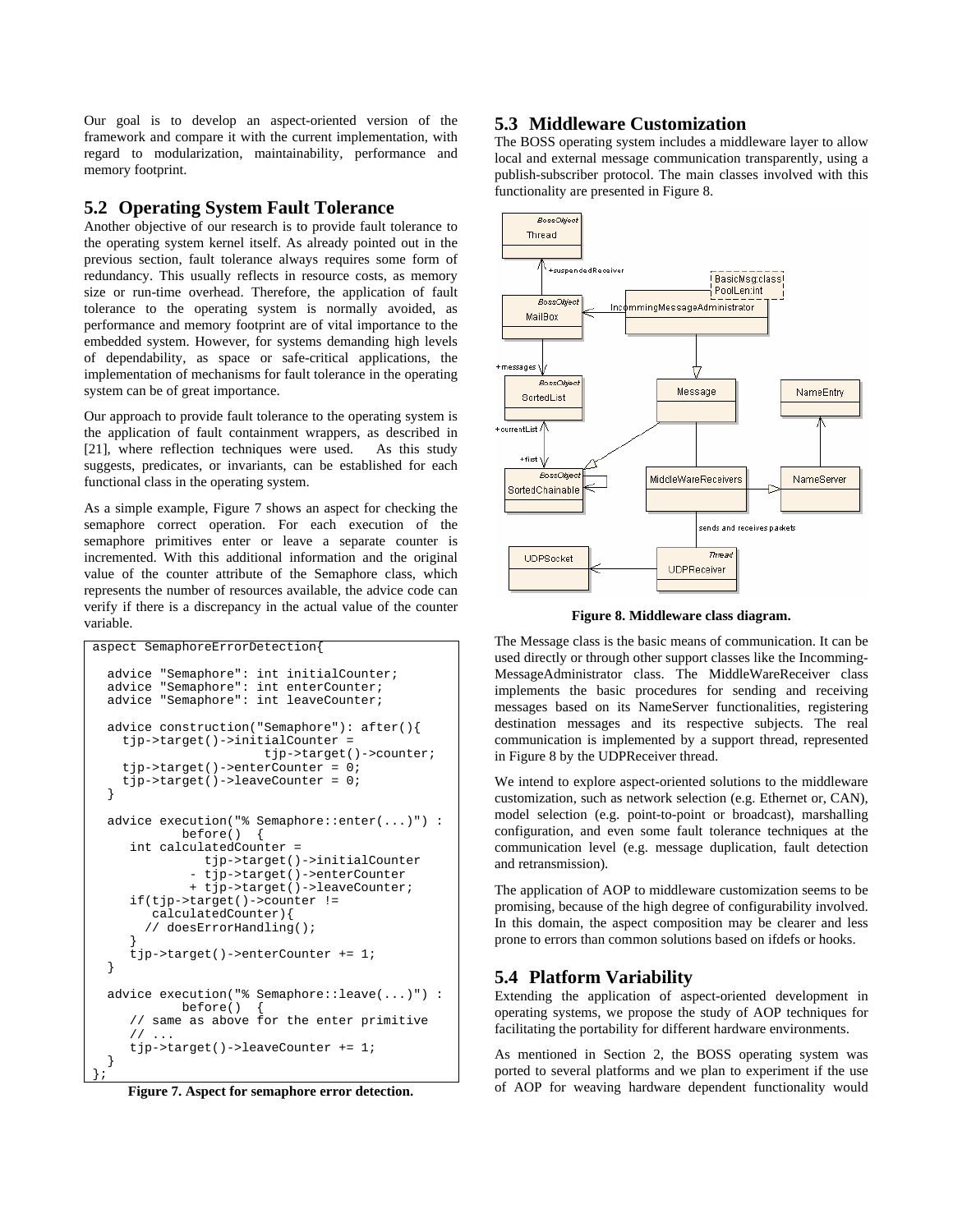Our goal is to develop an aspect-oriented version of the framework and compare it with the current implementation, with regard to modularization, maintainability, performance and memory footprint.

## 5.2 Operating System Fault Tolerance

Another objective of our research is to provide fault tolerance to the operating system kernel itself. As already pointed out in the previous section, fault tolerance always requires some form of redundancy. This usually reflects in resource costs, as memory size or run-time overhead. Therefore, the application of fault tolerance to the operating system is normally avoided, as performance and memory footprint are of vital importance to the embedded system. However, for systems demanding high levels of dependability, as space or safe-critical applications, the implementation of mechanisms for fault tolerance in the operating system can be of great importance.

Our approach to provide fault tolerance to the operating system is the application of fault containment wrappers, as described in [21], where reflection techniques were used. As this study suggests, predicates, or invariants, can be established for each functional class in the operating system.

As a simple example, Figure 7 shows an aspect for checking the semaphore correct operation. For each execution of the semaphore primitives enter or leave a separate counter is incremented. With this additional information and the original value of the counter attribute of the Semaphore class, which represents the number of resources available, the advice code can verify if there is a discrepancy in the actual value of the counter variable.

```
aspect SemaphoreErrorDetection{

  advice "Semaphore": int initialCounter;
  advice "Semaphore": int enterCounter;
  advice "Semaphore": int leaveCounter;

  advice construction("Semaphore"): after(){
    tjp->target()->initialCounter =
                       tjp->target()->counter;
    tjp->target()->enterCounter = 0;
    tjp->target()->leaveCounter = 0;
  }

  advice execution("% Semaphore::enter(...)") :
            before()  {
     int calculatedCounter =
               tjp->target()->initialCounter
             - tjp->target()->enterCounter
             + tjp->target()->leaveCounter;
     if(tjp->target()->counter !=
        calculatedCounter){
       // doesErrorHandling();
     }
     tjp->target()->enterCounter += 1;
  }

  advice execution("% Semaphore::leave(...)") :
            before()  {
     // same as above for the enter primitive
     // ...
     tjp->target()->leaveCounter += 1;
  }
};
```

**Figure 7. Aspect for semaphore error detection.**

## 5.3 Middleware Customization

The BOSS operating system includes a middleware layer to allow local and external message communication transparently, using a publish-subscriber protocol. The main classes involved with this functionality are presented in Figure 8.

**Figure 8. Middleware class diagram.**

The Message class is the basic means of communication. It can be used directly or through other support classes like the Incomming-MessageAdministrator class. The MiddleWareReceiver class implements the basic procedures for sending and receiving messages based on its NameServer functionalities, registering destination messages and its respective subjects. The real communication is implemented by a support thread, represented in Figure 8 by the UDPReceiver thread.

We intend to explore aspect-oriented solutions to the middleware customization, such as network selection (e.g. Ethernet or, CAN), model selection (e.g. point-to-point or broadcast), marshalling configuration, and even some fault tolerance techniques at the communication level (e.g. message duplication, fault detection and retransmission).

The application of AOP to middleware customization seems to be promising, because of the high degree of configurability involved. In this domain, the aspect composition may be clearer and less prone to errors than common solutions based on ifdefs or hooks.

## 5.4 Platform Variability

Extending the application of aspect-oriented development in operating systems, we propose the study of AOP techniques for facilitating the portability for different hardware environments.

As mentioned in Section 2, the BOSS operating system was ported to several platforms and we plan to experiment if the use of AOP for weaving hardware dependent functionality would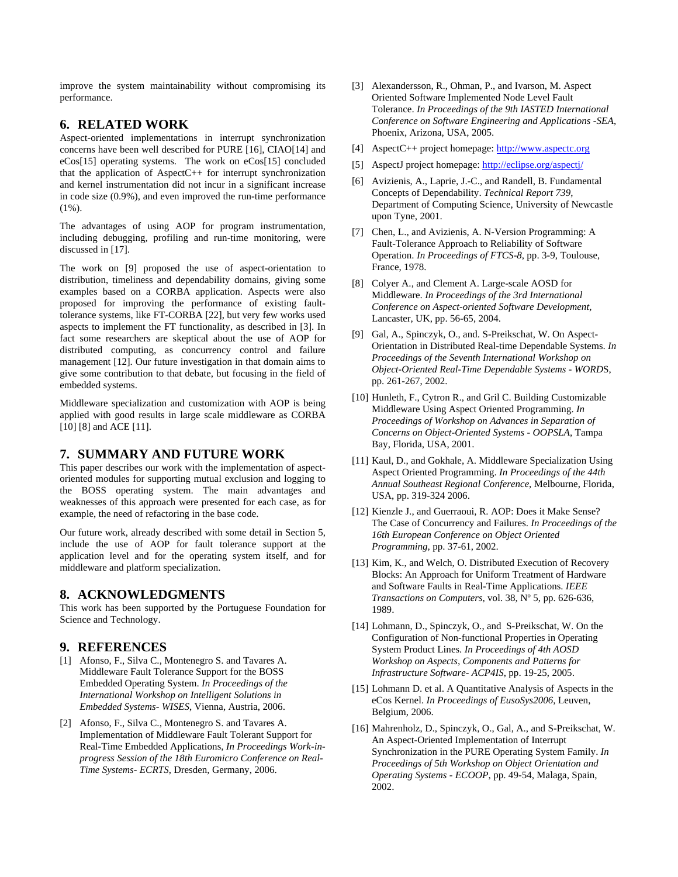improve the system maintainability without compromising its performance.

## 6. RELATED WORK

Aspect-oriented implementations in interrupt synchronization concerns have been well described for PURE [16], CIAO[14] and eCos[15] operating systems. The work on eCos[15] concluded that the application of AspectC++ for interrupt synchronization and kernel instrumentation did not incur in a significant increase in code size (0.9%), and even improved the run-time performance (1%).

The advantages of using AOP for program instrumentation, including debugging, profiling and run-time monitoring, were discussed in [17].

The work on [9] proposed the use of aspect-orientation to distribution, timeliness and dependability domains, giving some examples based on a CORBA application. Aspects were also proposed for improving the performance of existing fault-tolerance systems, like FT-CORBA [22], but very few works used aspects to implement the FT functionality, as described in [3]. In fact some researchers are skeptical about the use of AOP for distributed computing, as concurrency control and failure management [12]. Our future investigation in that domain aims to give some contribution to that debate, but focusing in the field of embedded systems.

Middleware specialization and customization with AOP is being applied with good results in large scale middleware as CORBA [10] [8] and ACE [11].

## 7. SUMMARY AND FUTURE WORK

This paper describes our work with the implementation of aspect-oriented modules for supporting mutual exclusion and logging to the BOSS operating system. The main advantages and weaknesses of this approach were presented for each case, as for example, the need of refactoring in the base code.

Our future work, already described with some detail in Section 5, include the use of AOP for fault tolerance support at the application level and for the operating system itself, and for middleware and platform specialization.

## 8. ACKNOWLEDGMENTS

This work has been supported by the Portuguese Foundation for Science and Technology.

## 9. REFERENCES

[1] Afonso, F., Silva C., Montenegro S. and Tavares A. Middleware Fault Tolerance Support for the BOSS Embedded Operating System. *In Proceedings of the International Workshop on Intelligent Solutions in Embedded Systems- WISES*, Vienna, Austria, 2006.

[2] Afonso, F., Silva C., Montenegro S. and Tavares A. Implementation of Middleware Fault Tolerant Support for Real-Time Embedded Applications, *In Proceedings Work-in-progress Session of the 18th Euromicro Conference on Real-Time Systems- ECRTS*, Dresden, Germany, 2006.

[3] Alexandersson, R., Ohman, P., and Ivarson, M. Aspect Oriented Software Implemented Node Level Fault Tolerance. *In Proceedings of the 9th IASTED International Conference on Software Engineering and Applications -SEA*, Phoenix, Arizona, USA, 2005.

[4] AspectC++ project homepage: http://www.aspectc.org

[5] AspectJ project homepage: http://eclipse.org/aspectj/

[6] Avizienis, A., Laprie, J.-C., and Randell, B. Fundamental Concepts of Dependability. *Technical Report 739*, Department of Computing Science, University of Newcastle upon Tyne, 2001.

[7] Chen, L., and Avizienis, A. N-Version Programming: A Fault-Tolerance Approach to Reliability of Software Operation. *In Proceedings of FTCS-8*, pp. 3-9, Toulouse, France, 1978.

[8] Colyer A., and Clement A. Large-scale AOSD for Middleware. *In Proceedings of the 3rd International Conference on Aspect-oriented Software Development,* Lancaster, UK, pp. 56-65, 2004.

[9] Gal, A., Spinczyk, O., and. S-Preikschat, W. On Aspect-Orientation in Distributed Real-time Dependable Systems. *In Proceedings of the Seventh International Workshop on Object-Oriented Real-Time Dependable Systems - WORDS*, pp. 261-267, 2002.

[10] Hunleth, F., Cytron R., and Gril C. Building Customizable Middleware Using Aspect Oriented Programming. *In Proceedings of Workshop on Advances in Separation of Concerns on Object-Oriented Systems - OOPSLA*, Tampa Bay, Florida, USA, 2001.

[11] Kaul, D., and Gokhale, A. Middleware Specialization Using Aspect Oriented Programming. *In Proceedings of the 44th Annual Southeast Regional Conference*, Melbourne, Florida, USA, pp. 319-324 2006.

[12] Kienzle J., and Guerraoui, R. AOP: Does it Make Sense? The Case of Concurrency and Failures. *In Proceedings of the 16th European Conference on Object Oriented Programming*, pp. 37-61, 2002.

[13] Kim, K., and Welch, O. Distributed Execution of Recovery Blocks: An Approach for Uniform Treatment of Hardware and Software Faults in Real-Time Applications. *IEEE Transactions on Computers*, vol. 38, Nº 5, pp. 626-636, 1989.

[14] Lohmann, D., Spinczyk, O., and S-Preikschat, W. On the Configuration of Non-functional Properties in Operating System Product Lines. *In Proceedings of 4th AOSD Workshop on Aspects, Components and Patterns for Infrastructure Software- ACP4IS*, pp. 19-25, 2005.

[15] Lohmann D. et al. A Quantitative Analysis of Aspects in the eCos Kernel. *In Proceedings of EusoSys2006*, Leuven, Belgium, 2006.

[16] Mahrenholz, D., Spinczyk, O., Gal, A., and S-Preikschat, W. An Aspect-Oriented Implementation of Interrupt Synchronization in the PURE Operating System Family. *In Proceedings of 5th Workshop on Object Orientation and Operating Systems - ECOOP*, pp. 49-54, Malaga, Spain, 2002.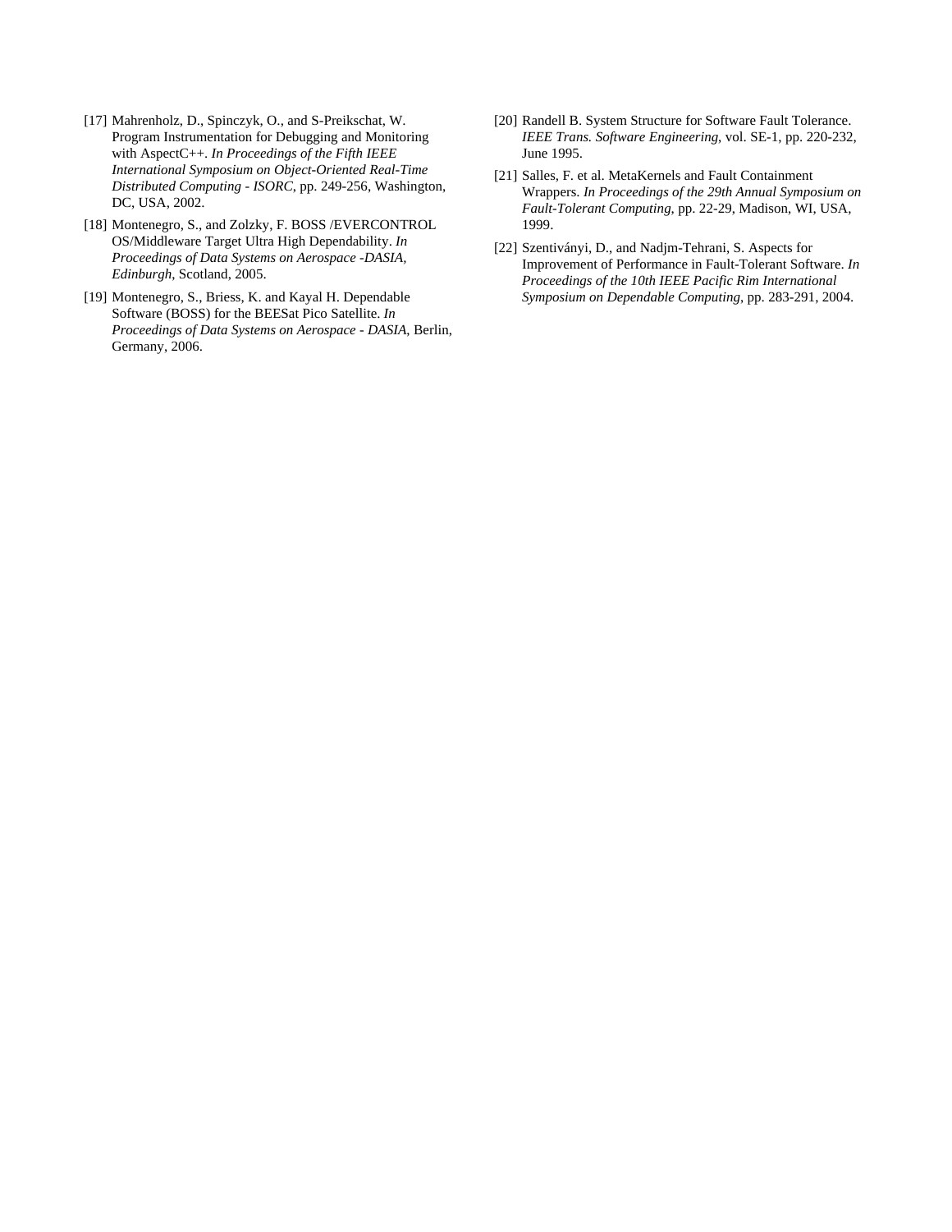[17] Mahrenholz, D., Spinczyk, O., and S-Preikschat, W. Program Instrumentation for Debugging and Monitoring with AspectC++. *In Proceedings of the Fifth IEEE International Symposium on Object-Oriented Real-Time Distributed Computing - ISORC*, pp. 249-256, Washington, DC, USA, 2002.

[18] Montenegro, S., and Zolzky, F. BOSS /EVERCONTROL OS/Middleware Target Ultra High Dependability. *In Proceedings of Data Systems on Aerospace -DASIA, Edinburgh*, Scotland, 2005.

[19] Montenegro, S., Briess, K. and Kayal H. Dependable Software (BOSS) for the BEESat Pico Satellite. *In Proceedings of Data Systems on Aerospace - DASIA*, Berlin, Germany, 2006.

[20] Randell B. System Structure for Software Fault Tolerance. *IEEE Trans. Software Engineering*, vol. SE-1, pp. 220-232, June 1995.

[21] Salles, F. et al. MetaKernels and Fault Containment Wrappers. *In Proceedings of the 29th Annual Symposium on Fault-Tolerant Computing*, pp. 22-29, Madison, WI, USA, 1999.

[22] Szentiványi, D., and Nadjm-Tehrani, S. Aspects for Improvement of Performance in Fault-Tolerant Software. *In Proceedings of the 10th IEEE Pacific Rim International Symposium on Dependable Computing*, pp. 283-291, 2004.